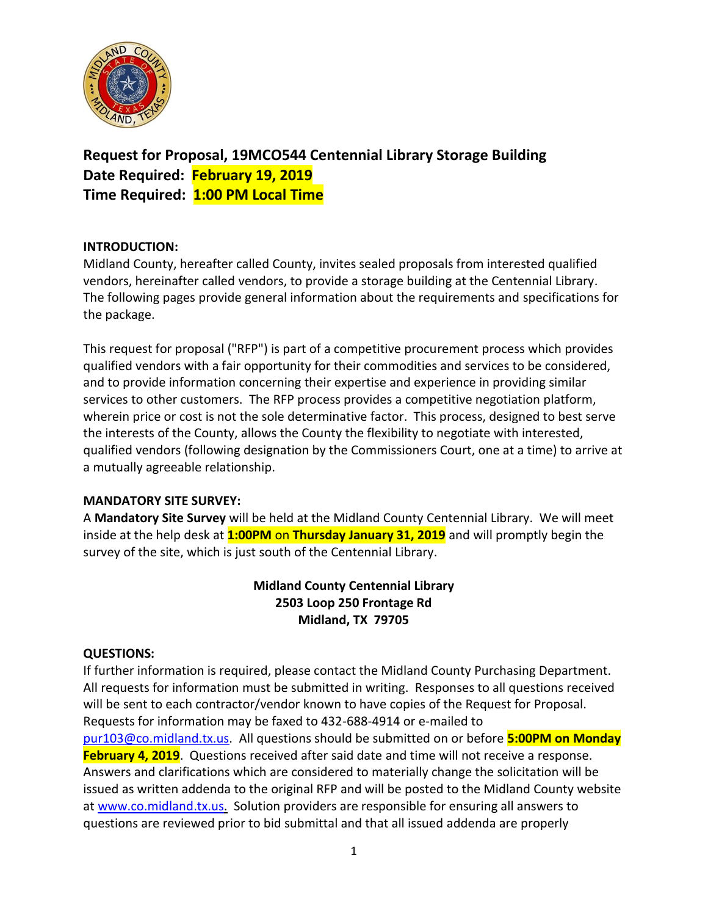## Request for Proposal, 19MCO544 Centennial Library Storage Building
## Date Required: February 19, 2019
## Time Required: 1:00 PM Local Time

**INTRODUCTION:**

Midland County, hereafter called County, invites sealed proposals from interested qualified vendors, hereinafter called vendors, to provide a storage building at the Centennial Library. The following pages provide general information about the requirements and specifications for the package.

This request for proposal ("RFP") is part of a competitive procurement process which provides qualified vendors with a fair opportunity for their commodities and services to be considered, and to provide information concerning their expertise and experience in providing similar services to other customers. The RFP process provides a competitive negotiation platform, wherein price or cost is not the sole determinative factor. This process, designed to best serve the interests of the County, allows the County the flexibility to negotiate with interested, qualified vendors (following designation by the Commissioners Court, one at a time) to arrive at a mutually agreeable relationship.

**MANDATORY SITE SURVEY:**

A **Mandatory Site Survey** will be held at the Midland County Centennial Library. We will meet inside at the help desk at **1:00PM** on **Thursday January 31, 2019** and will promptly begin the survey of the site, which is just south of the Centennial Library.

**Midland County Centennial Library**
**2503 Loop 250 Frontage Rd**
**Midland, TX 79705**

**QUESTIONS:**

If further information is required, please contact the Midland County Purchasing Department. All requests for information must be submitted in writing. Responses to all questions received will be sent to each contractor/vendor known to have copies of the Request for Proposal. Requests for information may be faxed to 432-688-4914 or e-mailed to pur103@co.midland.tx.us. All questions should be submitted on or before **5:00PM on Monday February 4, 2019**. Questions received after said date and time will not receive a response. Answers and clarifications which are considered to materially change the solicitation will be issued as written addenda to the original RFP and will be posted to the Midland County website at www.co.midland.tx.us. Solution providers are responsible for ensuring all answers to questions are reviewed prior to bid submittal and that all issued addenda are properly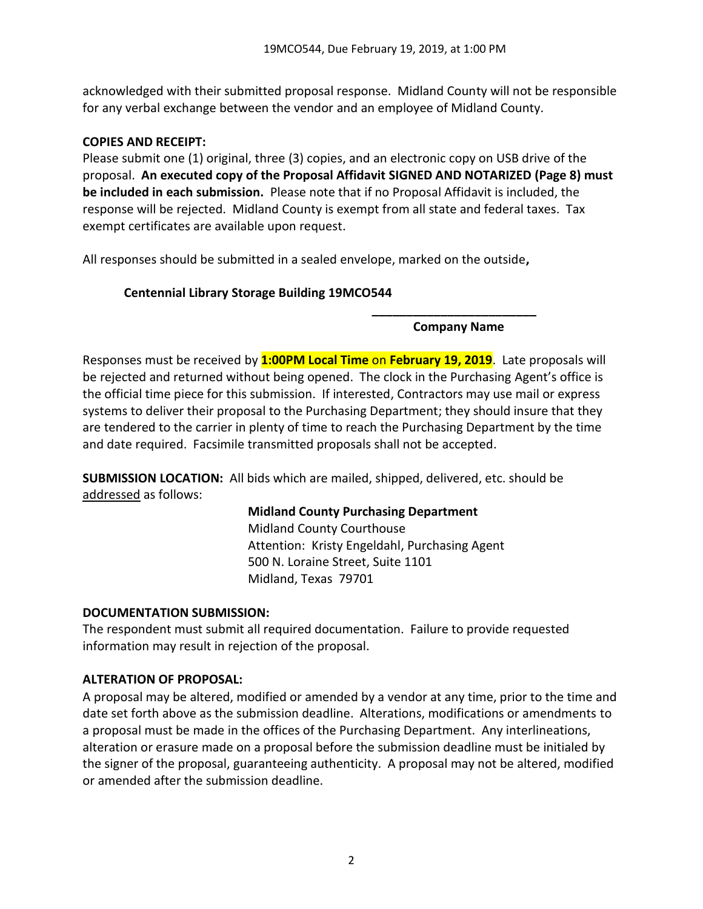acknowledged with their submitted proposal response. Midland County will not be responsible for any verbal exchange between the vendor and an employee of Midland County.

**COPIES AND RECEIPT:**

Please submit one (1) original, three (3) copies, and an electronic copy on USB drive of the proposal. **An executed copy of the Proposal Affidavit SIGNED AND NOTARIZED (Page 8) must be included in each submission.** Please note that if no Proposal Affidavit is included, the response will be rejected. Midland County is exempt from all state and federal taxes. Tax exempt certificates are available upon request.

All responses should be submitted in a sealed envelope, marked on the outside**,**

**Centennial Library Storage Building 19MCO544**

**________________________**

**Company Name**

Responses must be received by **1:00PM Local Time** on **February 19, 2019**. Late proposals will be rejected and returned without being opened. The clock in the Purchasing Agent's office is the official time piece for this submission. If interested, Contractors may use mail or express systems to deliver their proposal to the Purchasing Department; they should insure that they are tendered to the carrier in plenty of time to reach the Purchasing Department by the time and date required. Facsimile transmitted proposals shall not be accepted.

**SUBMISSION LOCATION:** All bids which are mailed, shipped, delivered, etc. should be addressed as follows:

**Midland County Purchasing Department**
Midland County Courthouse
Attention: Kristy Engeldahl, Purchasing Agent
500 N. Loraine Street, Suite 1101
Midland, Texas 79701

**DOCUMENTATION SUBMISSION:**

The respondent must submit all required documentation. Failure to provide requested information may result in rejection of the proposal.

**ALTERATION OF PROPOSAL:**

A proposal may be altered, modified or amended by a vendor at any time, prior to the time and date set forth above as the submission deadline. Alterations, modifications or amendments to a proposal must be made in the offices of the Purchasing Department. Any interlineations, alteration or erasure made on a proposal before the submission deadline must be initialed by the signer of the proposal, guaranteeing authenticity. A proposal may not be altered, modified or amended after the submission deadline.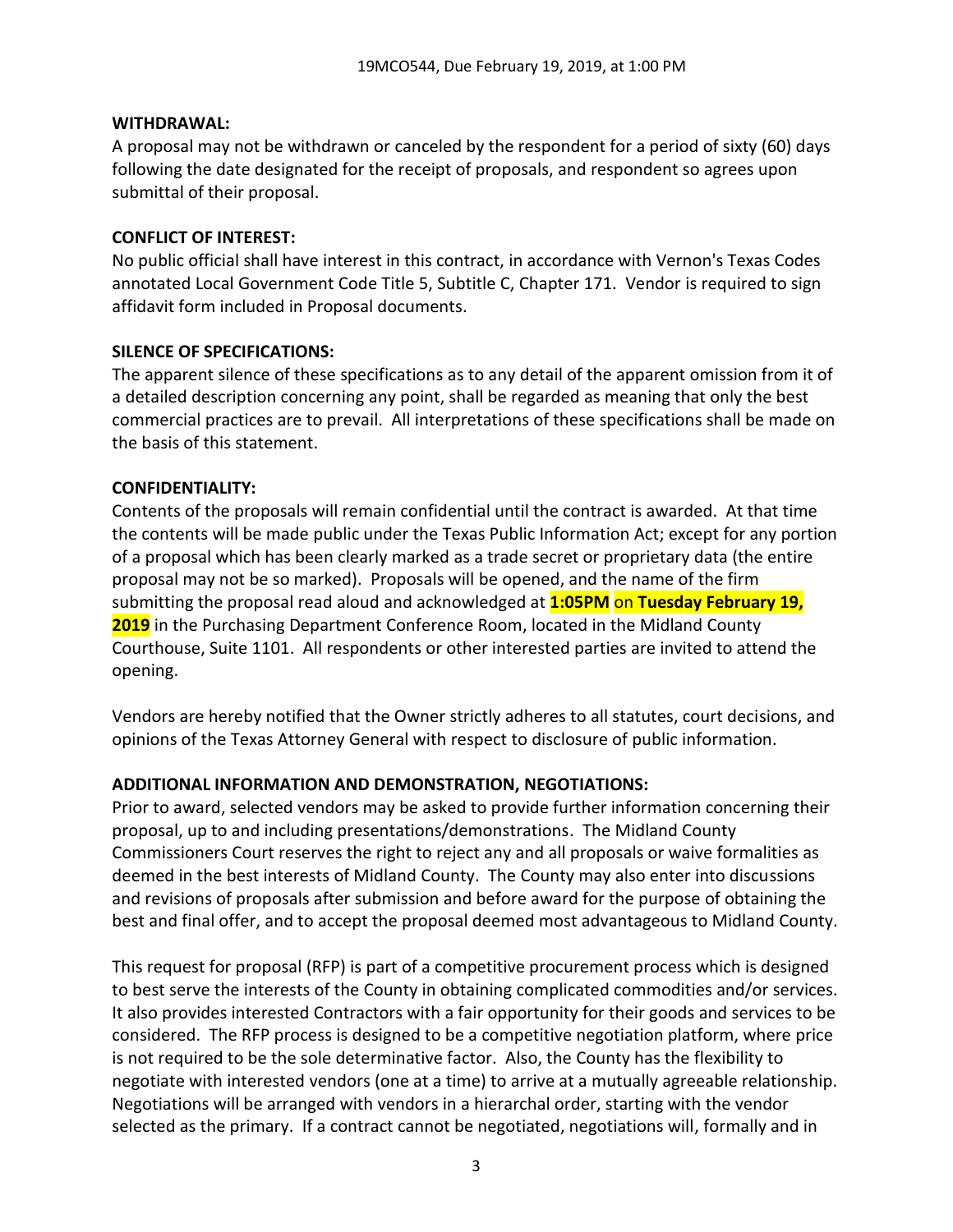**WITHDRAWAL:**
A proposal may not be withdrawn or canceled by the respondent for a period of sixty (60) days following the date designated for the receipt of proposals, and respondent so agrees upon submittal of their proposal.

**CONFLICT OF INTEREST:**
No public official shall have interest in this contract, in accordance with Vernon's Texas Codes annotated Local Government Code Title 5, Subtitle C, Chapter 171. Vendor is required to sign affidavit form included in Proposal documents.

**SILENCE OF SPECIFICATIONS:**
The apparent silence of these specifications as to any detail of the apparent omission from it of a detailed description concerning any point, shall be regarded as meaning that only the best commercial practices are to prevail. All interpretations of these specifications shall be made on the basis of this statement.

**CONFIDENTIALITY:**
Contents of the proposals will remain confidential until the contract is awarded. At that time the contents will be made public under the Texas Public Information Act; except for any portion of a proposal which has been clearly marked as a trade secret or proprietary data (the entire proposal may not be so marked). Proposals will be opened, and the name of the firm submitting the proposal read aloud and acknowledged at **1:05PM** on **Tuesday February 19, 2019** in the Purchasing Department Conference Room, located in the Midland County Courthouse, Suite 1101. All respondents or other interested parties are invited to attend the opening.

Vendors are hereby notified that the Owner strictly adheres to all statutes, court decisions, and opinions of the Texas Attorney General with respect to disclosure of public information.

**ADDITIONAL INFORMATION AND DEMONSTRATION, NEGOTIATIONS:**
Prior to award, selected vendors may be asked to provide further information concerning their proposal, up to and including presentations/demonstrations. The Midland County Commissioners Court reserves the right to reject any and all proposals or waive formalities as deemed in the best interests of Midland County. The County may also enter into discussions and revisions of proposals after submission and before award for the purpose of obtaining the best and final offer, and to accept the proposal deemed most advantageous to Midland County.

This request for proposal (RFP) is part of a competitive procurement process which is designed to best serve the interests of the County in obtaining complicated commodities and/or services. It also provides interested Contractors with a fair opportunity for their goods and services to be considered. The RFP process is designed to be a competitive negotiation platform, where price is not required to be the sole determinative factor. Also, the County has the flexibility to negotiate with interested vendors (one at a time) to arrive at a mutually agreeable relationship. Negotiations will be arranged with vendors in a hierarchal order, starting with the vendor selected as the primary. If a contract cannot be negotiated, negotiations will, formally and in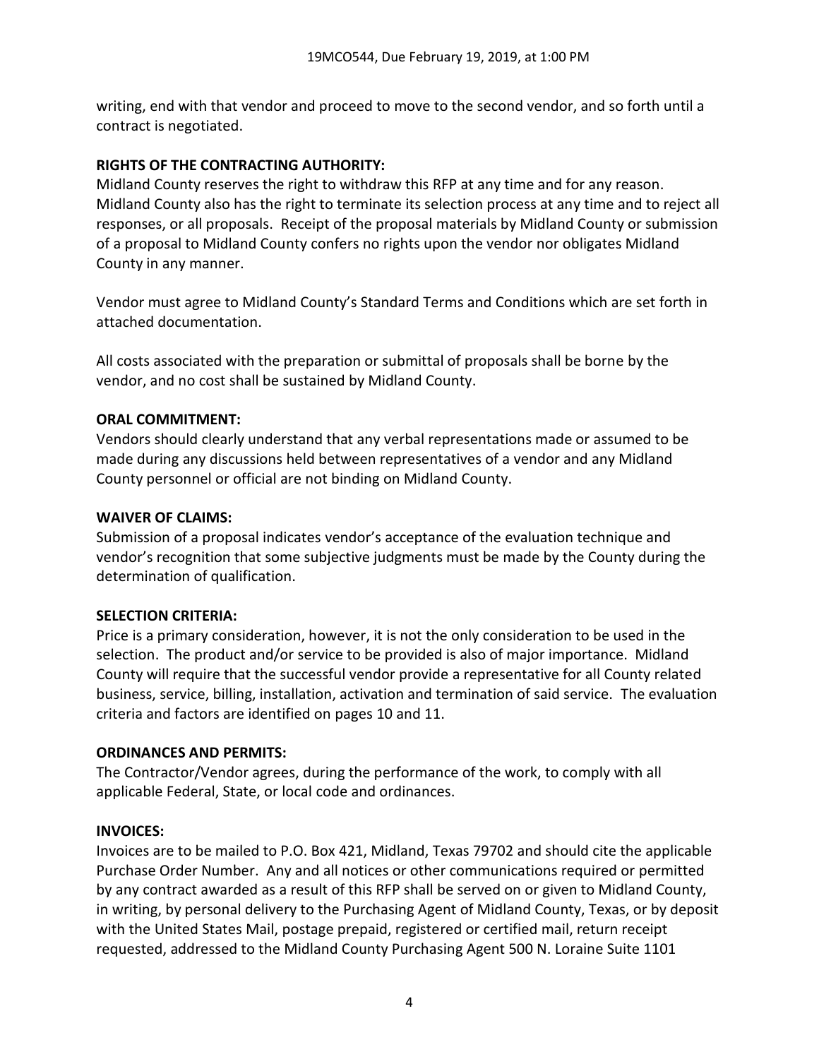writing, end with that vendor and proceed to move to the second vendor, and so forth until a contract is negotiated.

**RIGHTS OF THE CONTRACTING AUTHORITY:**

Midland County reserves the right to withdraw this RFP at any time and for any reason. Midland County also has the right to terminate its selection process at any time and to reject all responses, or all proposals. Receipt of the proposal materials by Midland County or submission of a proposal to Midland County confers no rights upon the vendor nor obligates Midland County in any manner.

Vendor must agree to Midland County's Standard Terms and Conditions which are set forth in attached documentation.

All costs associated with the preparation or submittal of proposals shall be borne by the vendor, and no cost shall be sustained by Midland County.

**ORAL COMMITMENT:**

Vendors should clearly understand that any verbal representations made or assumed to be made during any discussions held between representatives of a vendor and any Midland County personnel or official are not binding on Midland County.

**WAIVER OF CLAIMS:**

Submission of a proposal indicates vendor's acceptance of the evaluation technique and vendor's recognition that some subjective judgments must be made by the County during the determination of qualification.

**SELECTION CRITERIA:**

Price is a primary consideration, however, it is not the only consideration to be used in the selection. The product and/or service to be provided is also of major importance. Midland County will require that the successful vendor provide a representative for all County related business, service, billing, installation, activation and termination of said service. The evaluation criteria and factors are identified on pages 10 and 11.

**ORDINANCES AND PERMITS:**

The Contractor/Vendor agrees, during the performance of the work, to comply with all applicable Federal, State, or local code and ordinances.

**INVOICES:**

Invoices are to be mailed to P.O. Box 421, Midland, Texas 79702 and should cite the applicable Purchase Order Number. Any and all notices or other communications required or permitted by any contract awarded as a result of this RFP shall be served on or given to Midland County, in writing, by personal delivery to the Purchasing Agent of Midland County, Texas, or by deposit with the United States Mail, postage prepaid, registered or certified mail, return receipt requested, addressed to the Midland County Purchasing Agent 500 N. Loraine Suite 1101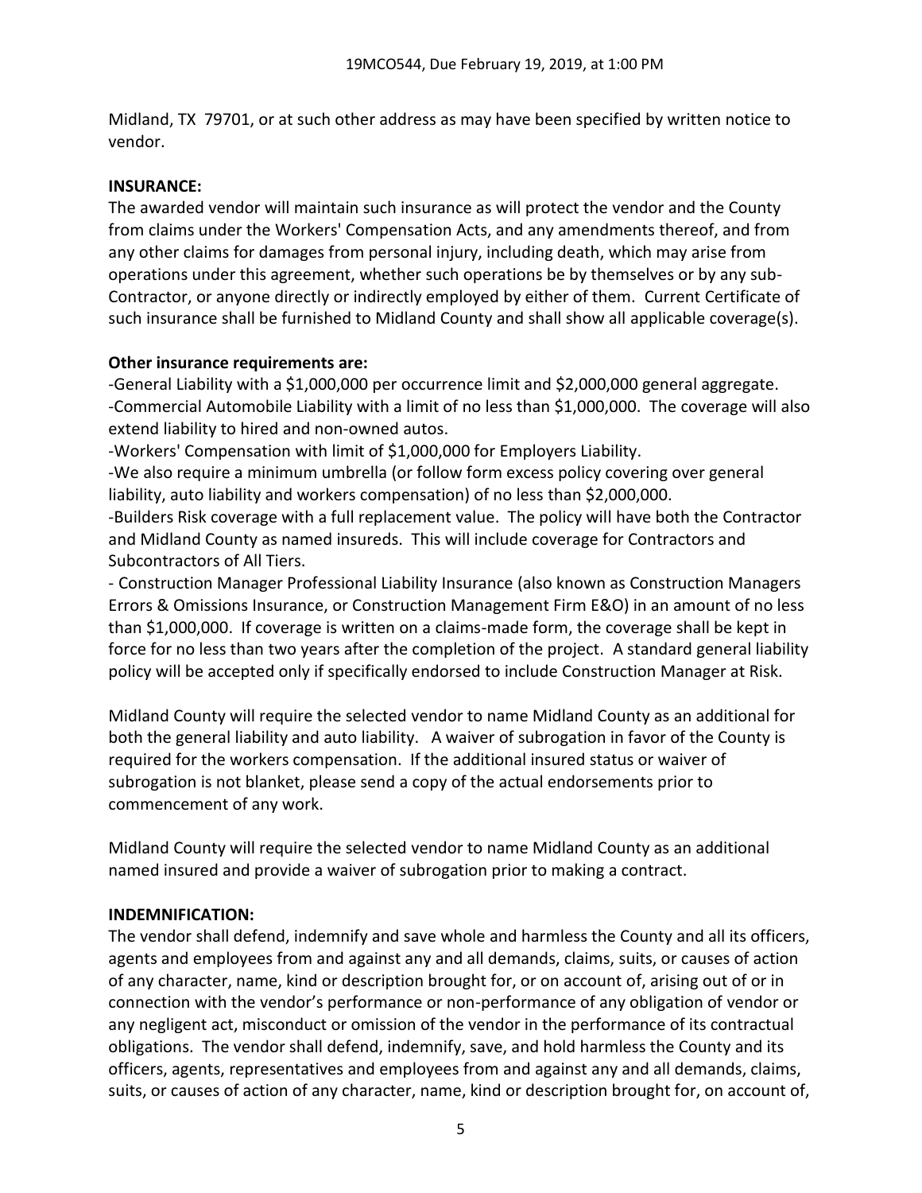Midland, TX 79701, or at such other address as may have been specified by written notice to vendor.

**INSURANCE:**

The awarded vendor will maintain such insurance as will protect the vendor and the County from claims under the Workers' Compensation Acts, and any amendments thereof, and from any other claims for damages from personal injury, including death, which may arise from operations under this agreement, whether such operations be by themselves or by any sub-Contractor, or anyone directly or indirectly employed by either of them. Current Certificate of such insurance shall be furnished to Midland County and shall show all applicable coverage(s).

**Other insurance requirements are:**

-General Liability with a $1,000,000 per occurrence limit and $2,000,000 general aggregate.
-Commercial Automobile Liability with a limit of no less than $1,000,000. The coverage will also extend liability to hired and non-owned autos.
-Workers' Compensation with limit of $1,000,000 for Employers Liability.
-We also require a minimum umbrella (or follow form excess policy covering over general liability, auto liability and workers compensation) of no less than $2,000,000.
-Builders Risk coverage with a full replacement value. The policy will have both the Contractor and Midland County as named insureds. This will include coverage for Contractors and Subcontractors of All Tiers.
- Construction Manager Professional Liability Insurance (also known as Construction Managers Errors & Omissions Insurance, or Construction Management Firm E&O) in an amount of no less than $1,000,000. If coverage is written on a claims-made form, the coverage shall be kept in force for no less than two years after the completion of the project. A standard general liability policy will be accepted only if specifically endorsed to include Construction Manager at Risk.

Midland County will require the selected vendor to name Midland County as an additional for both the general liability and auto liability. A waiver of subrogation in favor of the County is required for the workers compensation. If the additional insured status or waiver of subrogation is not blanket, please send a copy of the actual endorsements prior to commencement of any work.

Midland County will require the selected vendor to name Midland County as an additional named insured and provide a waiver of subrogation prior to making a contract.

**INDEMNIFICATION:**

The vendor shall defend, indemnify and save whole and harmless the County and all its officers, agents and employees from and against any and all demands, claims, suits, or causes of action of any character, name, kind or description brought for, or on account of, arising out of or in connection with the vendor's performance or non-performance of any obligation of vendor or any negligent act, misconduct or omission of the vendor in the performance of its contractual obligations. The vendor shall defend, indemnify, save, and hold harmless the County and its officers, agents, representatives and employees from and against any and all demands, claims, suits, or causes of action of any character, name, kind or description brought for, on account of,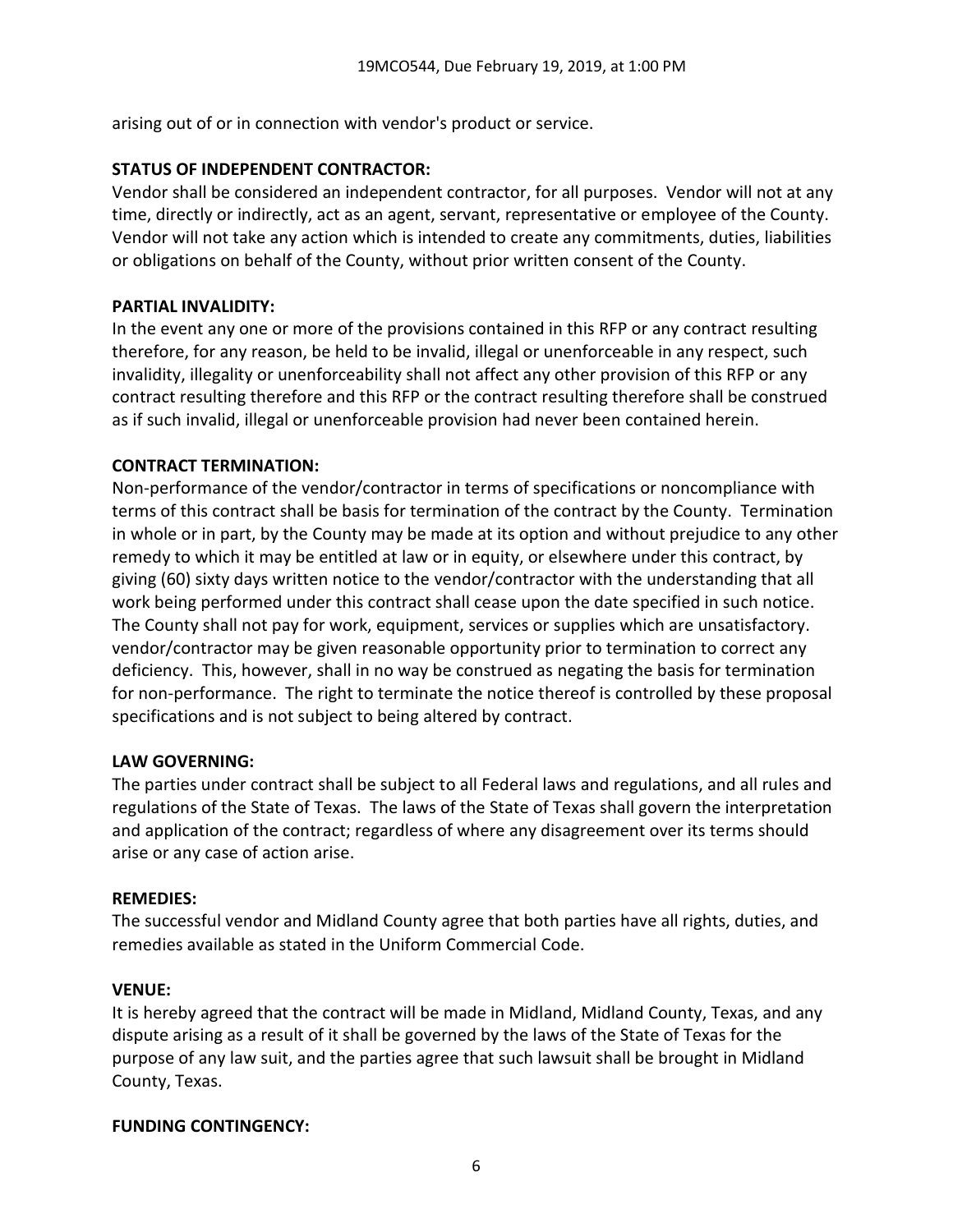arising out of or in connection with vendor's product or service.

**STATUS OF INDEPENDENT CONTRACTOR:**
Vendor shall be considered an independent contractor, for all purposes. Vendor will not at any time, directly or indirectly, act as an agent, servant, representative or employee of the County. Vendor will not take any action which is intended to create any commitments, duties, liabilities or obligations on behalf of the County, without prior written consent of the County.

**PARTIAL INVALIDITY:**
In the event any one or more of the provisions contained in this RFP or any contract resulting therefore, for any reason, be held to be invalid, illegal or unenforceable in any respect, such invalidity, illegality or unenforceability shall not affect any other provision of this RFP or any contract resulting therefore and this RFP or the contract resulting therefore shall be construed as if such invalid, illegal or unenforceable provision had never been contained herein.

**CONTRACT TERMINATION:**
Non-performance of the vendor/contractor in terms of specifications or noncompliance with terms of this contract shall be basis for termination of the contract by the County. Termination in whole or in part, by the County may be made at its option and without prejudice to any other remedy to which it may be entitled at law or in equity, or elsewhere under this contract, by giving (60) sixty days written notice to the vendor/contractor with the understanding that all work being performed under this contract shall cease upon the date specified in such notice. The County shall not pay for work, equipment, services or supplies which are unsatisfactory. vendor/contractor may be given reasonable opportunity prior to termination to correct any deficiency. This, however, shall in no way be construed as negating the basis for termination for non-performance. The right to terminate the notice thereof is controlled by these proposal specifications and is not subject to being altered by contract.

**LAW GOVERNING:**
The parties under contract shall be subject to all Federal laws and regulations, and all rules and regulations of the State of Texas. The laws of the State of Texas shall govern the interpretation and application of the contract; regardless of where any disagreement over its terms should arise or any case of action arise.

**REMEDIES:**
The successful vendor and Midland County agree that both parties have all rights, duties, and remedies available as stated in the Uniform Commercial Code.

**VENUE:**
It is hereby agreed that the contract will be made in Midland, Midland County, Texas, and any dispute arising as a result of it shall be governed by the laws of the State of Texas for the purpose of any law suit, and the parties agree that such lawsuit shall be brought in Midland County, Texas.

**FUNDING CONTINGENCY:**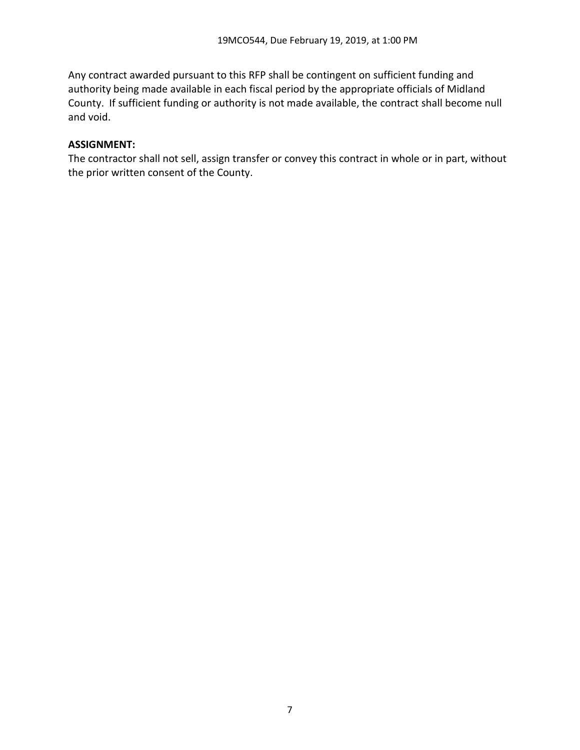Any contract awarded pursuant to this RFP shall be contingent on sufficient funding and authority being made available in each fiscal period by the appropriate officials of Midland County. If sufficient funding or authority is not made available, the contract shall become null and void.

**ASSIGNMENT:**

The contractor shall not sell, assign transfer or convey this contract in whole or in part, without the prior written consent of the County.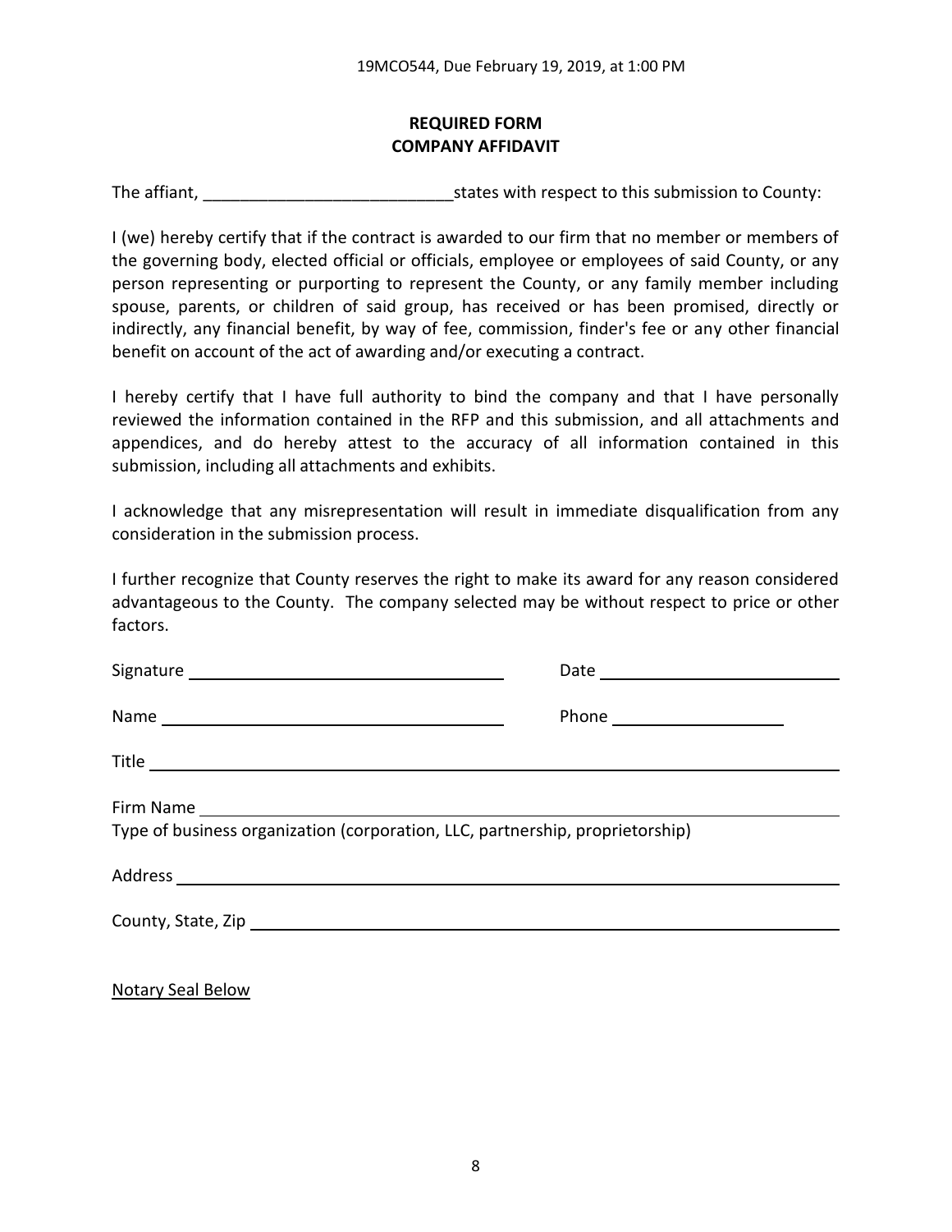**REQUIRED FORM**
**COMPANY AFFIDAVIT**

The affiant, ___________________________states with respect to this submission to County:

I (we) hereby certify that if the contract is awarded to our firm that no member or members of the governing body, elected official or officials, employee or employees of said County, or any person representing or purporting to represent the County, or any family member including spouse, parents, or children of said group, has received or has been promised, directly or indirectly, any financial benefit, by way of fee, commission, finder's fee or any other financial benefit on account of the act of awarding and/or executing a contract.

I hereby certify that I have full authority to bind the company and that I have personally reviewed the information contained in the RFP and this submission, and all attachments and appendices, and do hereby attest to the accuracy of all information contained in this submission, including all attachments and exhibits.

I acknowledge that any misrepresentation will result in immediate disqualification from any consideration in the submission process.

I further recognize that County reserves the right to make its award for any reason considered advantageous to the County. The company selected may be without respect to price or other factors.

Signature ___________________________________ Date ___________________________

Name ______________________________________ Phone ____________________

Title ______________________________________________________________________

Firm Name _________________________________________________________________
Type of business organization (corporation, LLC, partnership, proprietorship)

Address ____________________________________________________________________

County, State, Zip ____________________________________________________________

Notary Seal Below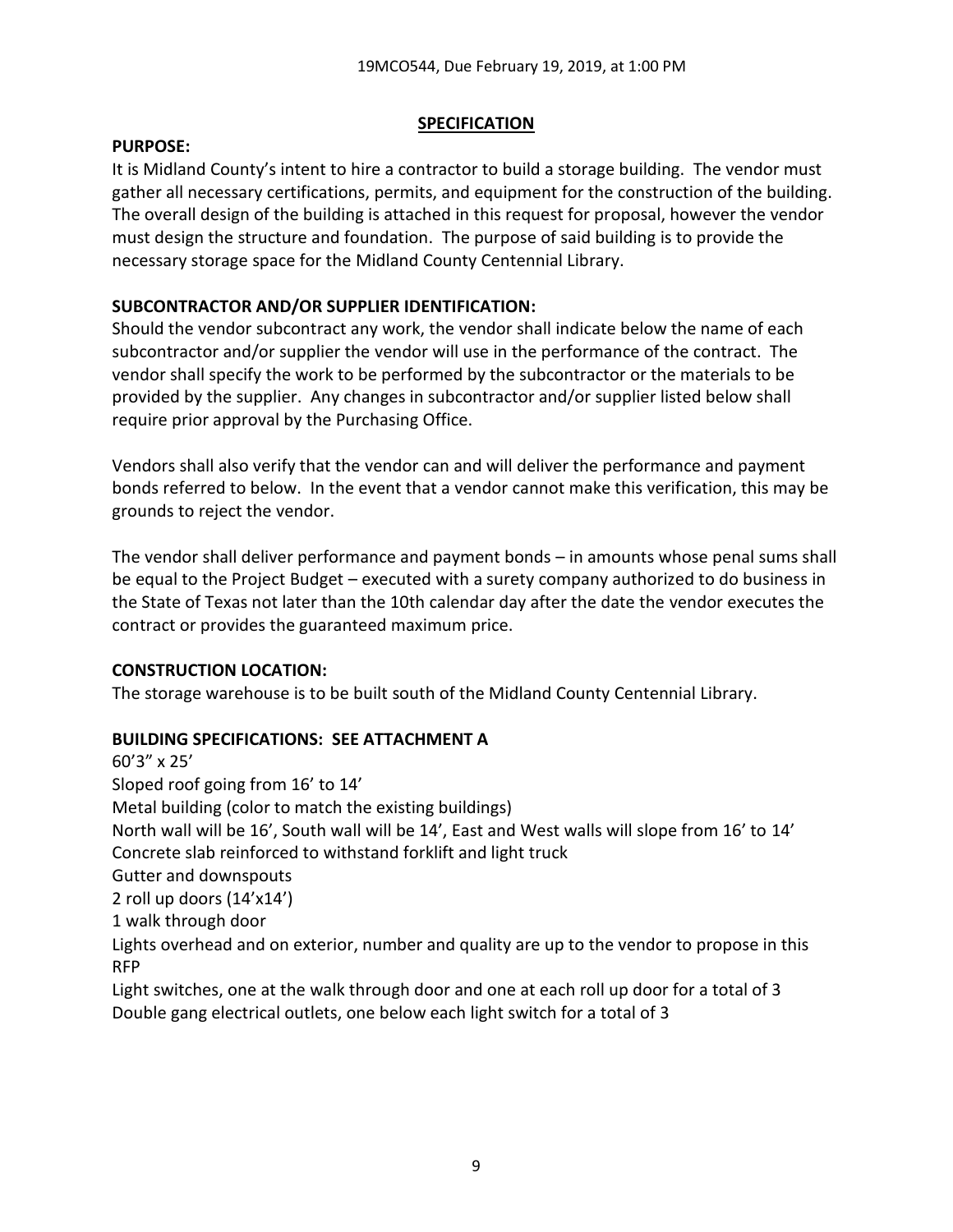## SPECIFICATION

**PURPOSE:**

It is Midland County's intent to hire a contractor to build a storage building. The vendor must gather all necessary certifications, permits, and equipment for the construction of the building. The overall design of the building is attached in this request for proposal, however the vendor must design the structure and foundation. The purpose of said building is to provide the necessary storage space for the Midland County Centennial Library.

**SUBCONTRACTOR AND/OR SUPPLIER IDENTIFICATION:**

Should the vendor subcontract any work, the vendor shall indicate below the name of each subcontractor and/or supplier the vendor will use in the performance of the contract. The vendor shall specify the work to be performed by the subcontractor or the materials to be provided by the supplier. Any changes in subcontractor and/or supplier listed below shall require prior approval by the Purchasing Office.

Vendors shall also verify that the vendor can and will deliver the performance and payment bonds referred to below. In the event that a vendor cannot make this verification, this may be grounds to reject the vendor.

The vendor shall deliver performance and payment bonds – in amounts whose penal sums shall be equal to the Project Budget – executed with a surety company authorized to do business in the State of Texas not later than the 10th calendar day after the date the vendor executes the contract or provides the guaranteed maximum price.

**CONSTRUCTION LOCATION:**

The storage warehouse is to be built south of the Midland County Centennial Library.

**BUILDING SPECIFICATIONS: SEE ATTACHMENT A**

60'3" x 25'
Sloped roof going from 16' to 14'
Metal building (color to match the existing buildings)
North wall will be 16', South wall will be 14', East and West walls will slope from 16' to 14'
Concrete slab reinforced to withstand forklift and light truck
Gutter and downspouts
2 roll up doors (14'x14')
1 walk through door
Lights overhead and on exterior, number and quality are up to the vendor to propose in this RFP
Light switches, one at the walk through door and one at each roll up door for a total of 3
Double gang electrical outlets, one below each light switch for a total of 3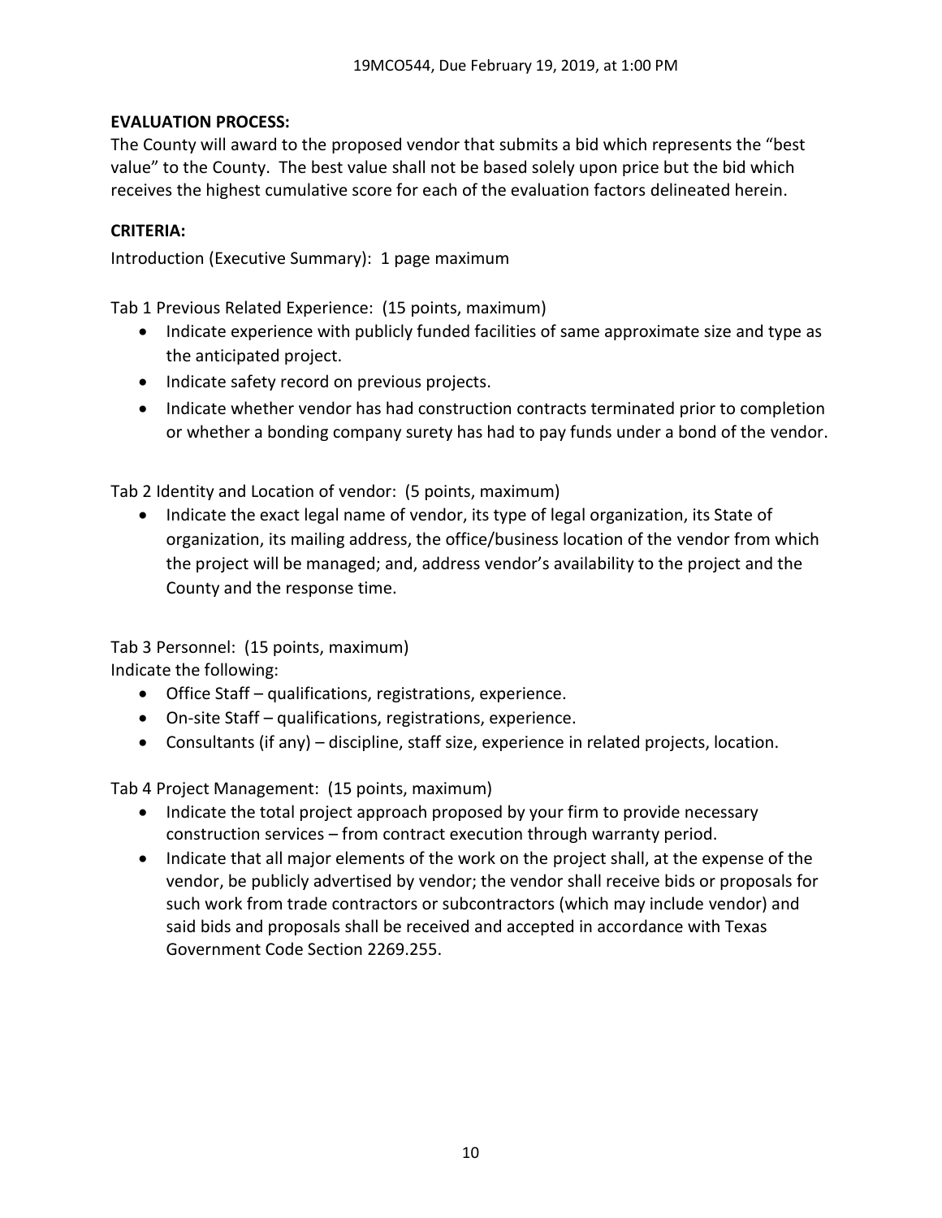**EVALUATION PROCESS:**

The County will award to the proposed vendor that submits a bid which represents the "best value" to the County. The best value shall not be based solely upon price but the bid which receives the highest cumulative score for each of the evaluation factors delineated herein.

**CRITERIA:**

Introduction (Executive Summary): 1 page maximum

Tab 1 Previous Related Experience: (15 points, maximum)

- Indicate experience with publicly funded facilities of same approximate size and type as the anticipated project.
- Indicate safety record on previous projects.
- Indicate whether vendor has had construction contracts terminated prior to completion or whether a bonding company surety has had to pay funds under a bond of the vendor.

Tab 2 Identity and Location of vendor: (5 points, maximum)

- Indicate the exact legal name of vendor, its type of legal organization, its State of organization, its mailing address, the office/business location of the vendor from which the project will be managed; and, address vendor's availability to the project and the County and the response time.

Tab 3 Personnel: (15 points, maximum)

Indicate the following:

- Office Staff – qualifications, registrations, experience.
- On-site Staff – qualifications, registrations, experience.
- Consultants (if any) – discipline, staff size, experience in related projects, location.

Tab 4 Project Management: (15 points, maximum)

- Indicate the total project approach proposed by your firm to provide necessary construction services – from contract execution through warranty period.
- Indicate that all major elements of the work on the project shall, at the expense of the vendor, be publicly advertised by vendor; the vendor shall receive bids or proposals for such work from trade contractors or subcontractors (which may include vendor) and said bids and proposals shall be received and accepted in accordance with Texas Government Code Section 2269.255.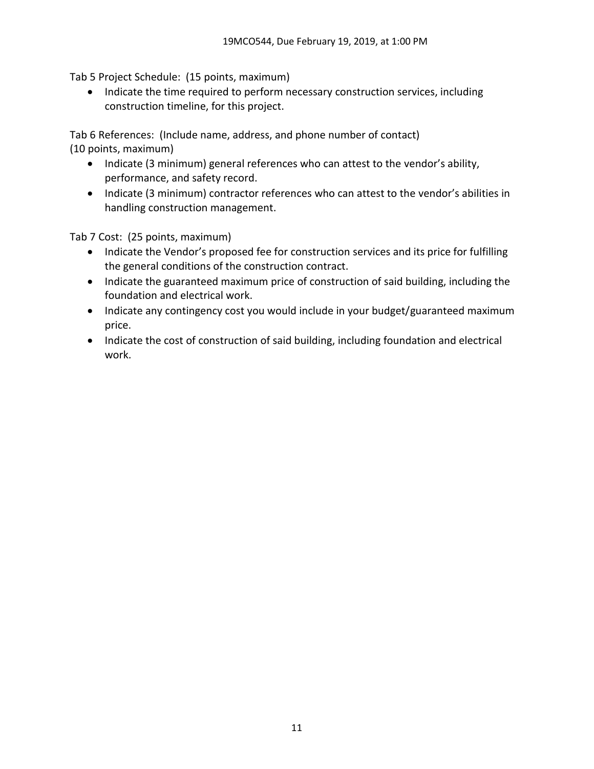Tab 5 Project Schedule: (15 points, maximum)

- Indicate the time required to perform necessary construction services, including construction timeline, for this project.

Tab 6 References: (Include name, address, and phone number of contact)
(10 points, maximum)

- Indicate (3 minimum) general references who can attest to the vendor's ability, performance, and safety record.
- Indicate (3 minimum) contractor references who can attest to the vendor's abilities in handling construction management.

Tab 7 Cost: (25 points, maximum)

- Indicate the Vendor's proposed fee for construction services and its price for fulfilling the general conditions of the construction contract.
- Indicate the guaranteed maximum price of construction of said building, including the foundation and electrical work.
- Indicate any contingency cost you would include in your budget/guaranteed maximum price.
- Indicate the cost of construction of said building, including foundation and electrical work.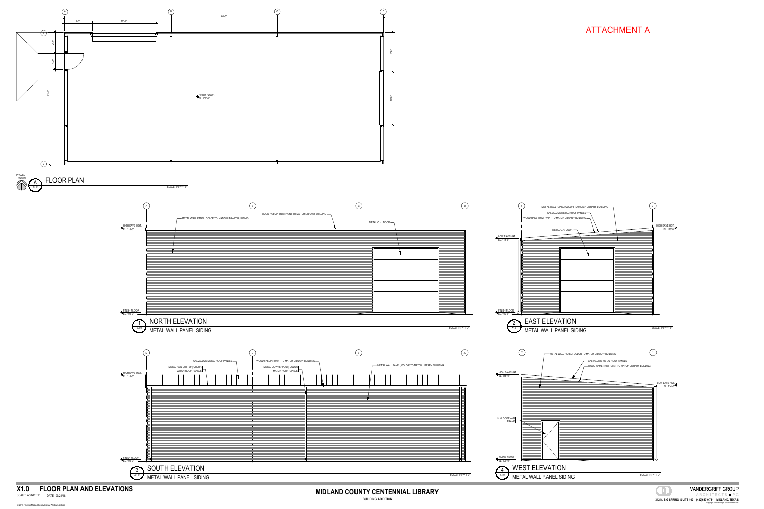# ATTACHMENT A

## FLOOR PLAN

A
X1.0

PROJECT NORTH

SCALE: 1/4" = 1'-0"

A B C D

1 2

5'-3" 12'-6" 60'-3"

4'-0" 3'-0" 20'-0"

7'-6" 10'-0"

FINISH FLOOR EL. 100'-0"

## 1 NORTH ELEVATION

X1.0

METAL WALL PANEL SIDING

SCALE: 1/4" = 1'-0"

A B C D

HIGH EAVE HGT. EL. 116'-0"

FINISH FLOOR EL. 100'-0"

METAL WALL PANEL; COLOR TO MATCH LIBRARY BUILDING

WOOD FASCIA TRIM; PAINT TO MATCH LIBRARY BUILDING

METAL O.H. DOOR

## 2 EAST ELEVATION

X1.0

METAL WALL PANEL SIDING

SCALE: 1/4" = 1'-0"

1 2

LOW EAVE HGT. EL. 114'-0"

HIGH EAVE HGT. EL. 116'-0"

FINISH FLOOR EL. 100'-0"

METAL WALL PANEL; COLOR TO MATCH LIBRARY BUILDING

GALVALUME METAL ROOF PANELS

WOOD RAKE TRIM; PAINT TO MATCH LIBRARY BUILDING

METAL O.H. DOOR

## 3 SOUTH ELEVATION

X1.0

METAL WALL PANEL SIDING

SCALE: 1/4" = 1'-0"

D C B A

HIGH EAVE HGT. EL. 116'-0"

FINISH FLOOR EL. 100'-0"

GALVALUME METAL ROOF PANELS

METAL RAIN GUTTER; COLOR MATCH ROOF PANELS

WOOD FASCIA; PAINT TO MATCH LIBRARY BUILDING

METAL DOWNSPOUT; COLOR MATCH ROOF PANELS

METAL WALL PANEL; COLOR TO MATCH LIBRARY BUILDING

## 4 WEST ELEVATION

X1.0

METAL WALL PANEL SIDING

SCALE: 1/4" = 1'-0"

2 1

HIGH EAVE HGT. EL. 116'-0"

LOW EAVE HGT. EL. 114'-0"

FINISH FLOOR EL. 100'-0"

METAL WALL PANEL; COLOR TO MATCH LIBRARY BUILDING

GALVALUME METAL ROOF PANELS

WOOD RAKE TRIM; PAINT TO MATCH LIBRARY BUILDING

H.M. DOOR AND FRAME

**X1.0 FLOOR PLAN AND ELEVATIONS**

SCALE: AS NOTED DATE: 08/21/18

**MIDLAND COUNTY CENTENNIAL LIBRARY**

**BUILDING ADDITION**

VANDERGRIFF GROUP
ARCHITECTS • PC

**312 N. BIG SPRING SUITE 100 (432)687-0781 MIDLAND, TEXAS**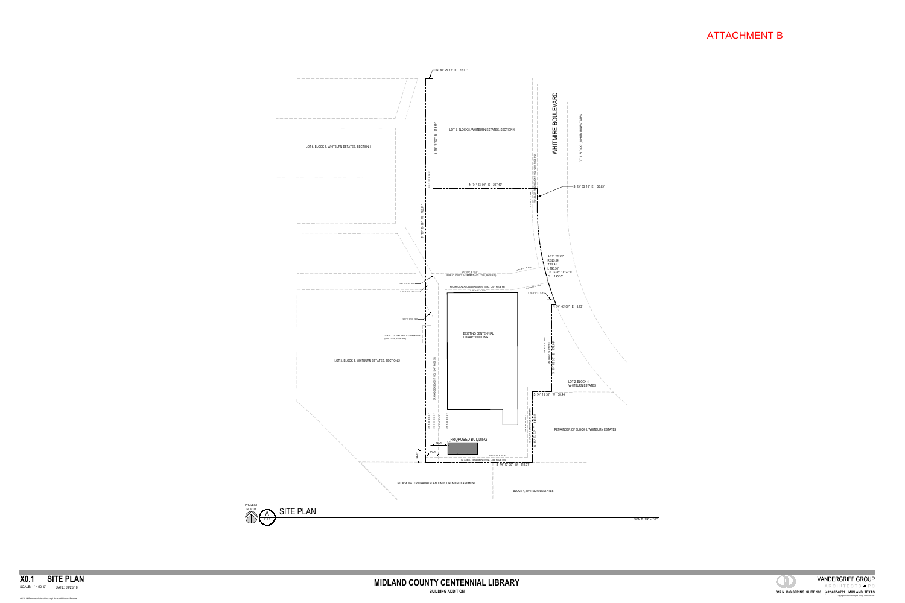ATTACHMENT B

N 80° 25' 12" E 15.07'

S 15° 16' 00" E 125.86'

LOT 5, BLOCK 8, WHITBURN ESTATES, SECTION 4

WHITMIRE BOULEVARD

LOT 1, BLOCK 1, WHITBURN ESTATES

LOT 6, BLOCK 8, WHITBURN ESTATES, SECTION 4

N 74° 43' 00" E 207.43'

S 15° 38' 16" E 35.65'

N 15° 16' 00" W 165.41'

A 21° 26' 20"
R 525.94'
T 99.41'
L 196.50'
CB S 26° 18' 27" E
CL 195.35'

PUBLIC UTILITY EASEMENT (VOL. 1249, PAGE 97)

RECIPROCAL ACCESS EASEMENT (VOL. 1247, PAGE 88)

N 74° 43' 00" E 8.73'

17'x30' T.U. ELECTRIC CO. EASEMENT (VOL. 1249, PAGE 409)

EXISTING CENTENNIAL LIBRARY BUILDING

LOT 3, BLOCK 8, WHITBURN ESTATES, SECTION 2

DRAINAGE EASEMENT (VOL. 1247, PAGE 76)

LOT 2, BLOCK 4, WHITBURN ESTATES

S 74° 15' 30" W 30.44'

REMAINDER OF BLOCK 8, WHITBURN ESTATES

PROPOSED BUILDING

24'-0"

30'-0"

26'-0"

10' UTILITY EASEMENT (VOL. 1268, PAGE 344)

S 74° 15' 30" W 212.57'

STORM WATER DRAINAGE AND IMPOUNDMENT EASEMENT

BLOCK 4, WHITBURN ESTATES

PROJECT NORTH

A
X0.1

SITE PLAN

SCALE: 1/4" = 1'-0"

**X0.1 SITE PLAN**
SCALE: 1" = 50'-0" DATE: 09/20/18

**MIDLAND COUNTY CENTENNIAL LIBRARY**
**BUILDING ADDITION**

VANDERGRIFF GROUP
ARCHITECTS • PC
312 N. BIG SPRING SUITE 100 (432)687-0781 MIDLAND, TEXAS